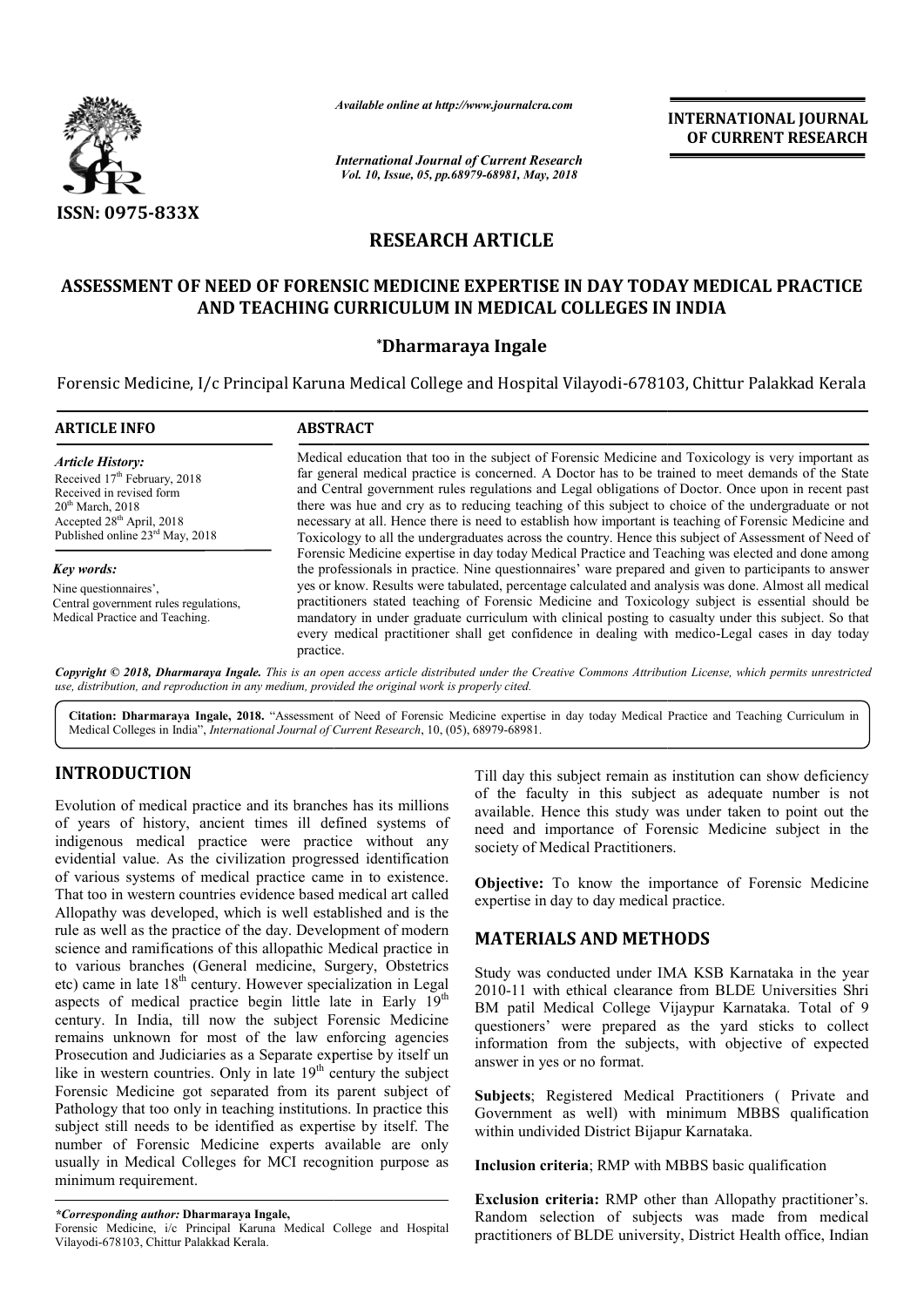*Available online at http://www.journalcra.com*

*International Journal of Current Research*
*Vol. 10, Issue, 05, pp.68979-68981, May, 2018*

**INTERNATIONAL JOURNAL OF CURRENT RESEARCH**

**ISSN: 0975-833X**

# RESEARCH ARTICLE

# ASSESSMENT OF NEED OF FORENSIC MEDICINE EXPERTISE IN DAY TODAY MEDICAL PRACTICE AND TEACHING CURRICULUM IN MEDICAL COLLEGES IN INDIA

**\*Dharmaraya Ingale**

Forensic Medicine, I/c Principal Karuna Medical College and Hospital Vilayodi-678103, Chittur Palakkad Kerala

**ARTICLE INFO**

*Article History:*
Received 17th February, 2018
Received in revised form
20th March, 2018
Accepted 28th April, 2018
Published online 23rd May, 2018

*Key words:*
Nine questionnaires',
Central government rules regulations,
Medical Practice and Teaching.

**ABSTRACT**

Medical education that too in the subject of Forensic Medicine and Toxicology is very important as far general medical practice is concerned. A Doctor has to be trained to meet demands of the State and Central government rules regulations and Legal obligations of Doctor. Once upon in recent past there was hue and cry as to reducing teaching of this subject to choice of the undergraduate or not necessary at all. Hence there is need to establish how important is teaching of Forensic Medicine and Toxicology to all the undergraduates across the country. Hence this subject of Assessment of Need of Forensic Medicine expertise in day today Medical Practice and Teaching was elected and done among the professionals in practice. Nine questionnaires' ware prepared and given to participants to answer yes or know. Results were tabulated, percentage calculated and analysis was done. Almost all medical practitioners stated teaching of Forensic Medicine and Toxicology subject is essential should be mandatory in under graduate curriculum with clinical posting to casualty under this subject. So that every medical practitioner shall get confidence in dealing with medico-Legal cases in day today practice.

*Copyright © 2018, Dharmaraya Ingale. This is an open access article distributed under the Creative Commons Attribution License, which permits unrestricted use, distribution, and reproduction in any medium, provided the original work is properly cited.*

**Citation: Dharmaraya Ingale, 2018.** "Assessment of Need of Forensic Medicine expertise in day today Medical Practice and Teaching Curriculum in Medical Colleges in India", *International Journal of Current Research*, 10, (05), 68979-68981.

## INTRODUCTION

Evolution of medical practice and its branches has its millions of years of history, ancient times ill defined systems of indigenous medical practice were practice without any evidential value. As the civilization progressed identification of various systems of medical practice came in to existence. That too in western countries evidence based medical art called Allopathy was developed, which is well established and is the rule as well as the practice of the day. Development of modern science and ramifications of this allopathic Medical practice in to various branches (General medicine, Surgery, Obstetrics etc) came in late 18th century. However specialization in Legal aspects of medical practice begin little late in Early 19th century. In India, till now the subject Forensic Medicine remains unknown for most of the law enforcing agencies Prosecution and Judiciaries as a Separate expertise by itself un like in western countries. Only in late 19th century the subject Forensic Medicine got separated from its parent subject of Pathology that too only in teaching institutions. In practice this subject still needs to be identified as expertise by itself. The number of Forensic Medicine experts available are only usually in Medical Colleges for MCI recognition purpose as minimum requirement.

Till day this subject remain as institution can show deficiency of the faculty in this subject as adequate number is not available. Hence this study was under taken to point out the need and importance of Forensic Medicine subject in the society of Medical Practitioners.

**Objective:** To know the importance of Forensic Medicine expertise in day to day medical practice.

## MATERIALS AND METHODS

Study was conducted under IMA KSB Karnataka in the year 2010-11 with ethical clearance from BLDE Universities Shri BM patil Medical College Vijaypur Karnataka. Total of 9 questioners' were prepared as the yard sticks to collect information from the subjects, with objective of expected answer in yes or no format.

**Subjects**; Registered Medical Practitioners ( Private and Government as well) with minimum MBBS qualification within undivided District Bijapur Karnataka.

**Inclusion criteria**; RMP with MBBS basic qualification

**Exclusion criteria:** RMP other than Allopathy practitioner's. Random selection of subjects was made from medical practitioners of BLDE university, District Health office, Indian

*\*Corresponding author:* **Dharmaraya Ingale,**
Forensic Medicine, i/c Principal Karuna Medical College and Hospital Vilayodi-678103, Chittur Palakkad Kerala.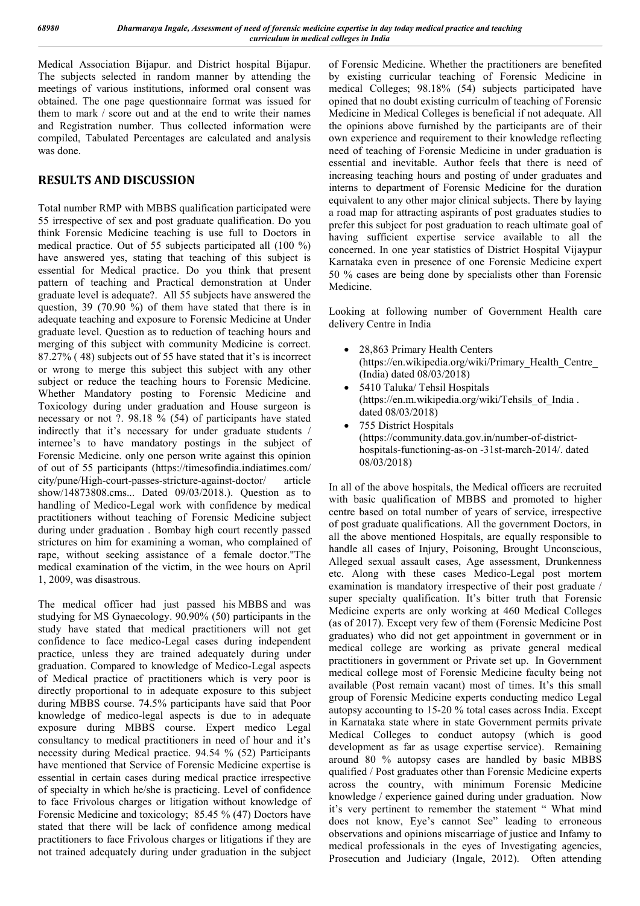Medical Association Bijapur. and District hospital Bijapur. The subjects selected in random manner by attending the meetings of various institutions, informed oral consent was obtained. The one page questionnaire format was issued for them to mark / score out and at the end to write their names and Registration number. Thus collected information were compiled, Tabulated Percentages are calculated and analysis was done.

## RESULTS AND DISCUSSION

Total number RMP with MBBS qualification participated were 55 irrespective of sex and post graduate qualification. Do you think Forensic Medicine teaching is use full to Doctors in medical practice. Out of 55 subjects participated all (100 %) have answered yes, stating that teaching of this subject is essential for Medical practice. Do you think that present pattern of teaching and Practical demonstration at Under graduate level is adequate?. All 55 subjects have answered the question, 39 (70.90 %) of them have stated that there is in adequate teaching and exposure to Forensic Medicine at Under graduate level. Question as to reduction of teaching hours and merging of this subject with community Medicine is correct. 87.27% ( 48) subjects out of 55 have stated that it's is incorrect or wrong to merge this subject this subject with any other subject or reduce the teaching hours to Forensic Medicine. Whether Mandatory posting to Forensic Medicine and Toxicology during under graduation and House surgeon is necessary or not ?. 98.18 % (54) of participants have stated indirectly that it's necessary for under graduate students / internee's to have mandatory postings in the subject of Forensic Medicine. only one person write against this opinion of out of 55 participants (https://timesofindia.indiatimes.com/city/pune/High-court-passes-stricture-against-doctor/ article show/14873808.cms... Dated 09/03/2018.). Question as to handling of Medico-Legal work with confidence by medical practitioners without teaching of Forensic Medicine subject during under graduation . Bombay high court recently passed strictures on him for examining a woman, who complained of rape, without seeking assistance of a female doctor."The medical examination of the victim, in the wee hours on April 1, 2009, was disastrous.

The medical officer had just passed his MBBS and was studying for MS Gynaecology. 90.90% (50) participants in the study have stated that medical practitioners will not get confidence to face medico-Legal cases during independent practice, unless they are trained adequately during under graduation. Compared to knowledge of Medico-Legal aspects of Medical practice of practitioners which is very poor is directly proportional to in adequate exposure to this subject during MBBS course. 74.5% participants have said that Poor knowledge of medico-legal aspects is due to in adequate exposure during MBBS course. Expert medico Legal consultancy to medical practitioners in need of hour and it's necessity during Medical practice. 94.54 % (52) Participants have mentioned that Service of Forensic Medicine expertise is essential in certain cases during medical practice irrespective of specialty in which he/she is practicing. Level of confidence to face Frivolous charges or litigation without knowledge of Forensic Medicine and toxicology; 85.45 % (47) Doctors have stated that there will be lack of confidence among medical practitioners to face Frivolous charges or litigations if they are not trained adequately during under graduation in the subject of Forensic Medicine. Whether the practitioners are benefited by existing curricular teaching of Forensic Medicine in medical Colleges; 98.18% (54) subjects participated have opined that no doubt existing curriculm of teaching of Forensic Medicine in Medical Colleges is beneficial if not adequate. All the opinions above furnished by the participants are of their own experience and requirement to their knowledge reflecting need of teaching of Forensic Medicine in under graduation is essential and inevitable. Author feels that there is need of increasing teaching hours and posting of under graduates and interns to department of Forensic Medicine for the duration equivalent to any other major clinical subjects. There by laying a road map for attracting aspirants of post graduates studies to prefer this subject for post graduation to reach ultimate goal of having sufficient expertise service available to all the concerned. In one year statistics of District Hospital Vijaypur Karnataka even in presence of one Forensic Medicine expert 50 % cases are being done by specialists other than Forensic Medicine.

Looking at following number of Government Health care delivery Centre in India

- 28,863 Primary Health Centers (https://en.wikipedia.org/wiki/Primary_Health_Centre_(India) dated 08/03/2018)
- 5410 Taluka/ Tehsil Hospitals (https://en.m.wikipedia.org/wiki/Tehsils_of_India . dated 08/03/2018)
- 755 District Hospitals (https://community.data.gov.in/number-of-district-hospitals-functioning-as-on -31st-march-2014/. dated 08/03/2018)

In all of the above hospitals, the Medical officers are recruited with basic qualification of MBBS and promoted to higher centre based on total number of years of service, irrespective of post graduate qualifications. All the government Doctors, in all the above mentioned Hospitals, are equally responsible to handle all cases of Injury, Poisoning, Brought Unconscious, Alleged sexual assault cases, Age assessment, Drunkenness etc. Along with these cases Medico-Legal post mortem examination is mandatory irrespective of their post graduate / super specialty qualification. It's bitter truth that Forensic Medicine experts are only working at 460 Medical Colleges (as of 2017). Except very few of them (Forensic Medicine Post graduates) who did not get appointment in government or in medical college are working as private general medical practitioners in government or Private set up. In Government medical college most of Forensic Medicine faculty being not available (Post remain vacant) most of times. It's this small group of Forensic Medicine experts conducting medico Legal autopsy accounting to 15-20 % total cases across India. Except in Karnataka state where in state Government permits private Medical Colleges to conduct autopsy (which is good development as far as usage expertise service). Remaining around 80 % autopsy cases are handled by basic MBBS qualified / Post graduates other than Forensic Medicine experts across the country, with minimum Forensic Medicine knowledge / experience gained during under graduation. Now it's very pertinent to remember the statement " What mind does not know, Eye's cannot See" leading to erroneous observations and opinions miscarriage of justice and Infamy to medical professionals in the eyes of Investigating agencies, Prosecution and Judiciary (Ingale, 2012). Often attending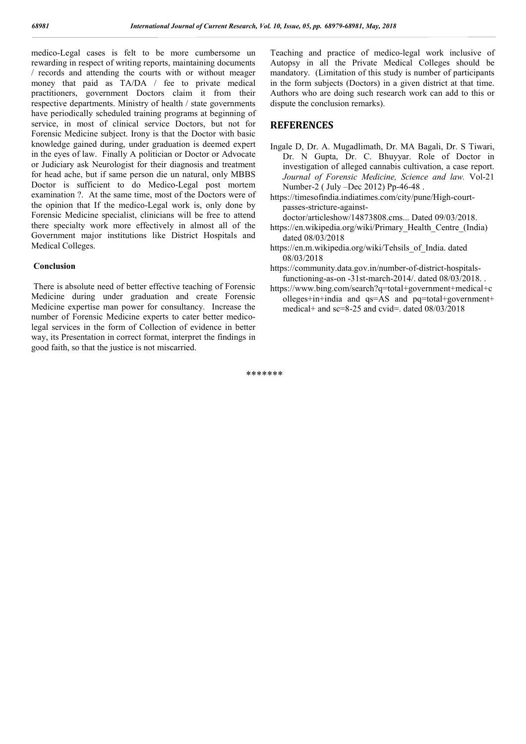medico-Legal cases is felt to be more cumbersome un rewarding in respect of writing reports, maintaining documents / records and attending the courts with or without meager money that paid as TA/DA / fee to private medical practitioners, government Doctors claim it from their respective departments. Ministry of health / state governments have periodically scheduled training programs at beginning of service, in most of clinical service Doctors, but not for Forensic Medicine subject. Irony is that the Doctor with basic knowledge gained during, under graduation is deemed expert in the eyes of law. Finally A politician or Doctor or Advocate or Judiciary ask Neurologist for their diagnosis and treatment for head ache, but if same person die un natural, only MBBS Doctor is sufficient to do Medico-Legal post mortem examination ?. At the same time, most of the Doctors were of the opinion that If the medico-Legal work is, only done by Forensic Medicine specialist, clinicians will be free to attend there specialty work more effectively in almost all of the Government major institutions like District Hospitals and Medical Colleges.

### Conclusion

There is absolute need of better effective teaching of Forensic Medicine during under graduation and create Forensic Medicine expertise man power for consultancy. Increase the number of Forensic Medicine experts to cater better medico-legal services in the form of Collection of evidence in better way, its Presentation in correct format, interpret the findings in good faith, so that the justice is not miscarried.

Teaching and practice of medico-legal work inclusive of Autopsy in all the Private Medical Colleges should be mandatory. (Limitation of this study is number of participants in the form subjects (Doctors) in a given district at that time. Authors who are doing such research work can add to this or dispute the conclusion remarks).

## REFERENCES

Ingale D, Dr. A. Mugadlimath, Dr. MA Bagali, Dr. S Tiwari, Dr. N Gupta, Dr. C. Bhuyyar. Role of Doctor in investigation of alleged cannabis cultivation, a case report. *Journal of Forensic Medicine, Science and law.* Vol-21 Number-2 ( July –Dec 2012) Pp-46-48 .

https://timesofindia.indiatimes.com/city/pune/High-court-passes-stricture-against-doctor/articleshow/14873808.cms... Dated 09/03/2018.

https://en.wikipedia.org/wiki/Primary_Health_Centre_(India) dated 08/03/2018

https://en.m.wikipedia.org/wiki/Tehsils_of_India. dated 08/03/2018

https://community.data.gov.in/number-of-district-hospitals-functioning-as-on -31st-march-2014/. dated 08/03/2018. .

https://www.bing.com/search?q=total+government+medical+colleges+in+india and qs=AS and pq=total+government+medical+ and sc=8-25 and cvid=. dated 08/03/2018

*******